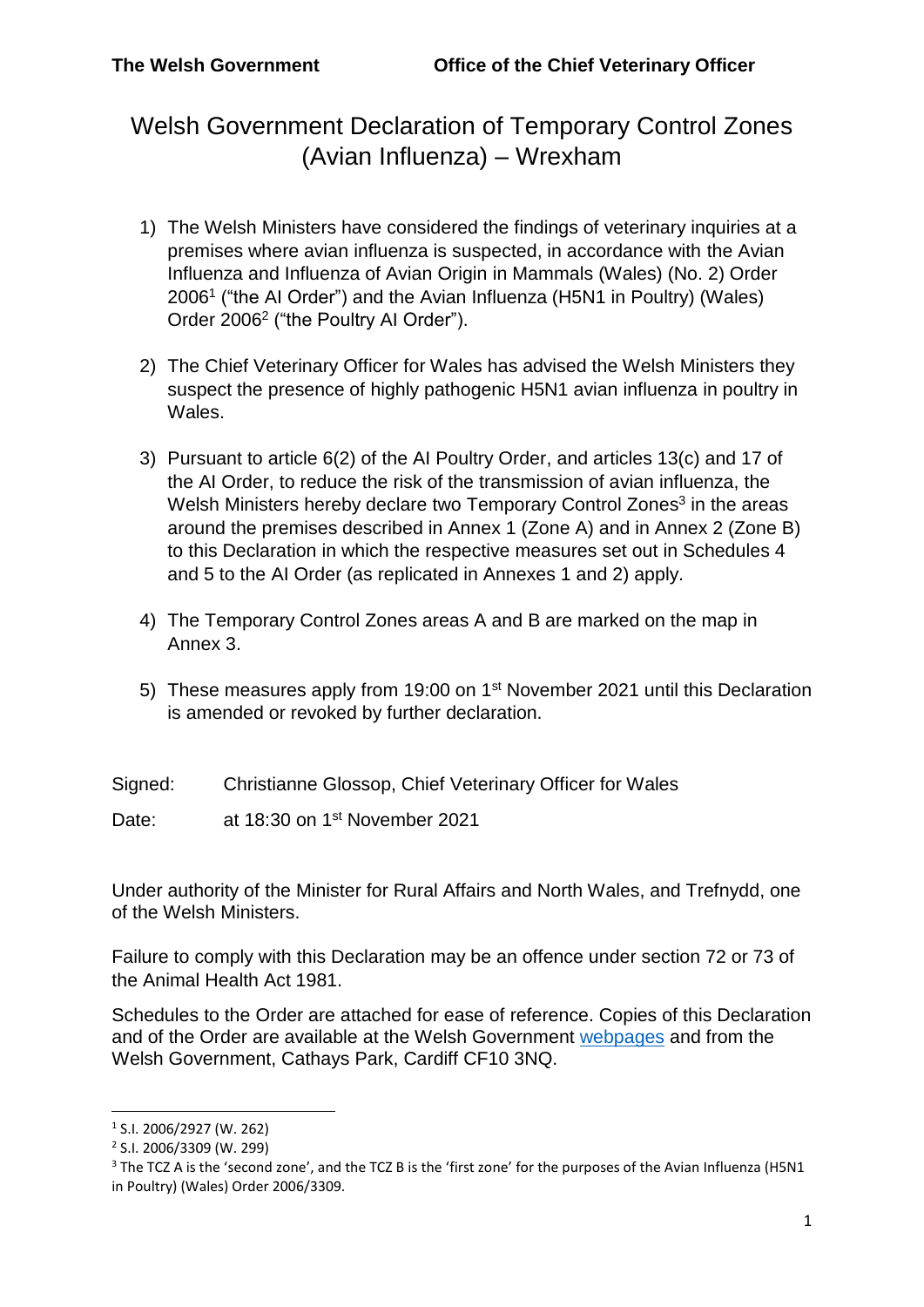**The Welsh Government** **Office of the Chief Veterinary Officer**

# Welsh Government Declaration of Temporary Control Zones (Avian Influenza) – Wrexham

1) The Welsh Ministers have considered the findings of veterinary inquiries at a premises where avian influenza is suspected, in accordance with the Avian Influenza and Influenza of Avian Origin in Mammals (Wales) (No. 2) Order 2006[1] ("the AI Order") and the Avian Influenza (H5N1 in Poultry) (Wales) Order 2006[2] ("the Poultry AI Order").

2) The Chief Veterinary Officer for Wales has advised the Welsh Ministers they suspect the presence of highly pathogenic H5N1 avian influenza in poultry in Wales.

3) Pursuant to article 6(2) of the AI Poultry Order, and articles 13(c) and 17 of the AI Order, to reduce the risk of the transmission of avian influenza, the Welsh Ministers hereby declare two Temporary Control Zones[3] in the areas around the premises described in Annex 1 (Zone A) and in Annex 2 (Zone B) to this Declaration in which the respective measures set out in Schedules 4 and 5 to the AI Order (as replicated in Annexes 1 and 2) apply.

4) The Temporary Control Zones areas A and B are marked on the map in Annex 3.

5) These measures apply from 19:00 on 1st November 2021 until this Declaration is amended or revoked by further declaration.

Signed: Christianne Glossop, Chief Veterinary Officer for Wales

Date: at 18:30 on 1st November 2021

Under authority of the Minister for Rural Affairs and North Wales, and Trefnydd, one of the Welsh Ministers.

Failure to comply with this Declaration may be an offence under section 72 or 73 of the Animal Health Act 1981.

Schedules to the Order are attached for ease of reference. Copies of this Declaration and of the Order are available at the Welsh Government webpages and from the Welsh Government, Cathays Park, Cardiff CF10 3NQ.

---

[1] S.I. 2006/2927 (W. 262)

[2] S.I. 2006/3309 (W. 299)

[3] The TCZ A is the 'second zone', and the TCZ B is the 'first zone' for the purposes of the Avian Influenza (H5N1 in Poultry) (Wales) Order 2006/3309.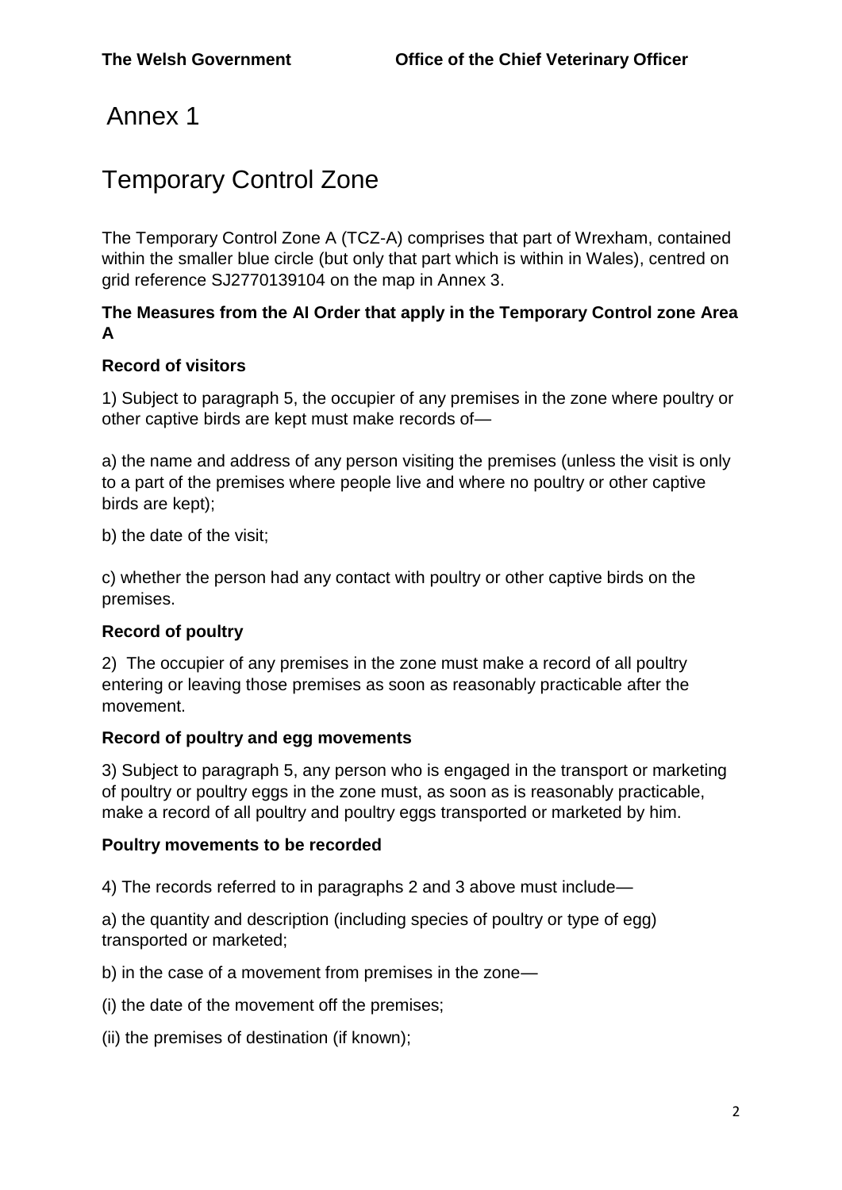# Annex 1

## Temporary Control Zone

The Temporary Control Zone A (TCZ-A) comprises that part of Wrexham, contained within the smaller blue circle (but only that part which is within in Wales), centred on grid reference SJ2770139104 on the map in Annex 3.

**The Measures from the AI Order that apply in the Temporary Control zone Area A**

**Record of visitors**

1) Subject to paragraph 5, the occupier of any premises in the zone where poultry or other captive birds are kept must make records of—

a) the name and address of any person visiting the premises (unless the visit is only to a part of the premises where people live and where no poultry or other captive birds are kept);

b) the date of the visit;

c) whether the person had any contact with poultry or other captive birds on the premises.

**Record of poultry**

2) The occupier of any premises in the zone must make a record of all poultry entering or leaving those premises as soon as reasonably practicable after the movement.

**Record of poultry and egg movements**

3) Subject to paragraph 5, any person who is engaged in the transport or marketing of poultry or poultry eggs in the zone must, as soon as is reasonably practicable, make a record of all poultry and poultry eggs transported or marketed by him.

**Poultry movements to be recorded**

4) The records referred to in paragraphs 2 and 3 above must include—

a) the quantity and description (including species of poultry or type of egg) transported or marketed;

b) in the case of a movement from premises in the zone—

(i) the date of the movement off the premises;

(ii) the premises of destination (if known);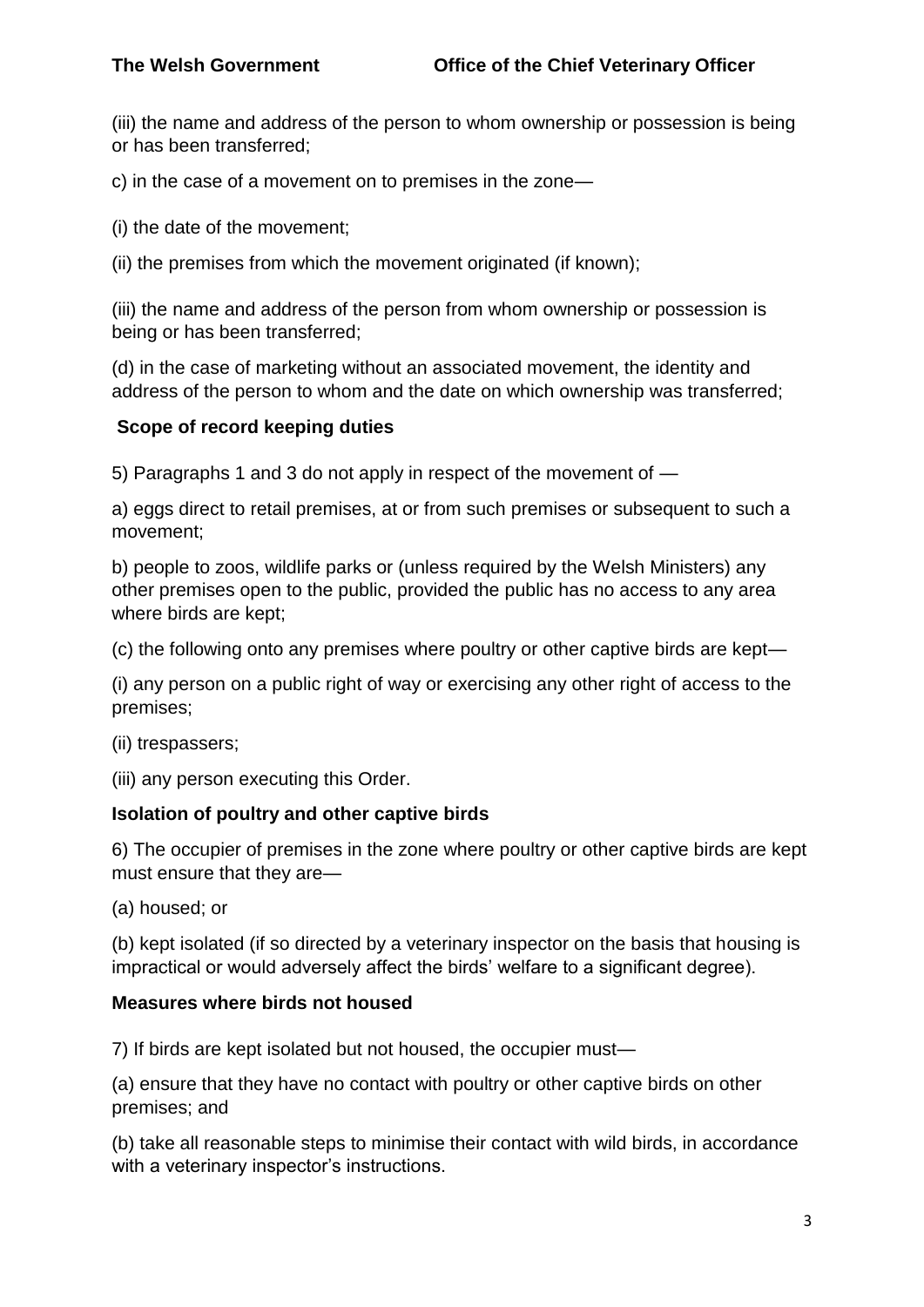(iii) the name and address of the person to whom ownership or possession is being or has been transferred;

c) in the case of a movement on to premises in the zone—

(i) the date of the movement;

(ii) the premises from which the movement originated (if known);

(iii) the name and address of the person from whom ownership or possession is being or has been transferred;

(d) in the case of marketing without an associated movement, the identity and address of the person to whom and the date on which ownership was transferred;

**Scope of record keeping duties**

5) Paragraphs 1 and 3 do not apply in respect of the movement of —

a) eggs direct to retail premises, at or from such premises or subsequent to such a movement;

b) people to zoos, wildlife parks or (unless required by the Welsh Ministers) any other premises open to the public, provided the public has no access to any area where birds are kept;

(c) the following onto any premises where poultry or other captive birds are kept—

(i) any person on a public right of way or exercising any other right of access to the premises;

(ii) trespassers;

(iii) any person executing this Order.

**Isolation of poultry and other captive birds**

6) The occupier of premises in the zone where poultry or other captive birds are kept must ensure that they are—

(a) housed; or

(b) kept isolated (if so directed by a veterinary inspector on the basis that housing is impractical or would adversely affect the birds' welfare to a significant degree).

**Measures where birds not housed**

7) If birds are kept isolated but not housed, the occupier must—

(a) ensure that they have no contact with poultry or other captive birds on other premises; and

(b) take all reasonable steps to minimise their contact with wild birds, in accordance with a veterinary inspector's instructions.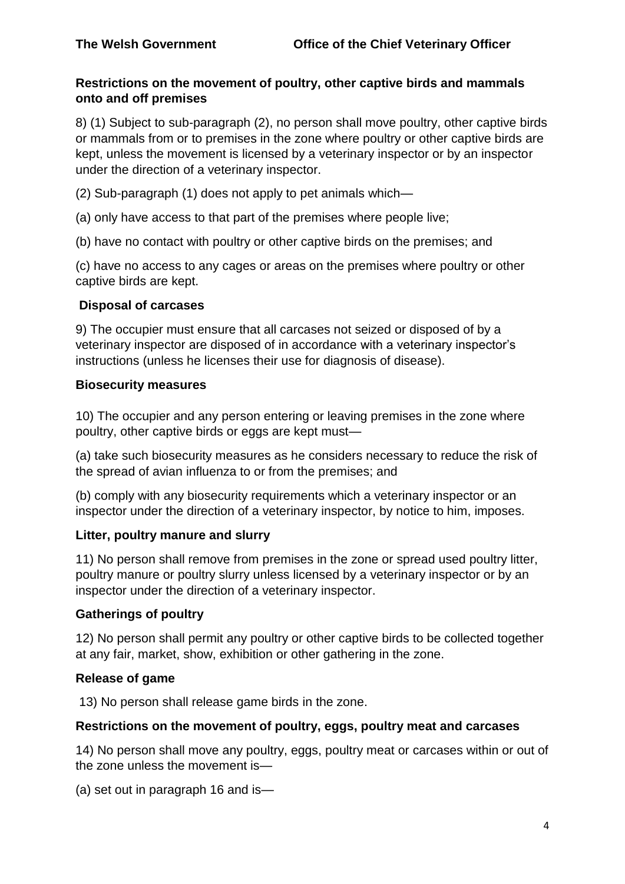**Restrictions on the movement of poultry, other captive birds and mammals onto and off premises**

8) (1) Subject to sub-paragraph (2), no person shall move poultry, other captive birds or mammals from or to premises in the zone where poultry or other captive birds are kept, unless the movement is licensed by a veterinary inspector or by an inspector under the direction of a veterinary inspector.

(2) Sub-paragraph (1) does not apply to pet animals which—

(a) only have access to that part of the premises where people live;

(b) have no contact with poultry or other captive birds on the premises; and

(c) have no access to any cages or areas on the premises where poultry or other captive birds are kept.

**Disposal of carcases**

9) The occupier must ensure that all carcases not seized or disposed of by a veterinary inspector are disposed of in accordance with a veterinary inspector's instructions (unless he licenses their use for diagnosis of disease).

**Biosecurity measures**

10) The occupier and any person entering or leaving premises in the zone where poultry, other captive birds or eggs are kept must—

(a) take such biosecurity measures as he considers necessary to reduce the risk of the spread of avian influenza to or from the premises; and

(b) comply with any biosecurity requirements which a veterinary inspector or an inspector under the direction of a veterinary inspector, by notice to him, imposes.

**Litter, poultry manure and slurry**

11) No person shall remove from premises in the zone or spread used poultry litter, poultry manure or poultry slurry unless licensed by a veterinary inspector or by an inspector under the direction of a veterinary inspector.

**Gatherings of poultry**

12) No person shall permit any poultry or other captive birds to be collected together at any fair, market, show, exhibition or other gathering in the zone.

**Release of game**

13) No person shall release game birds in the zone.

**Restrictions on the movement of poultry, eggs, poultry meat and carcases**

14) No person shall move any poultry, eggs, poultry meat or carcases within or out of the zone unless the movement is—

(a) set out in paragraph 16 and is—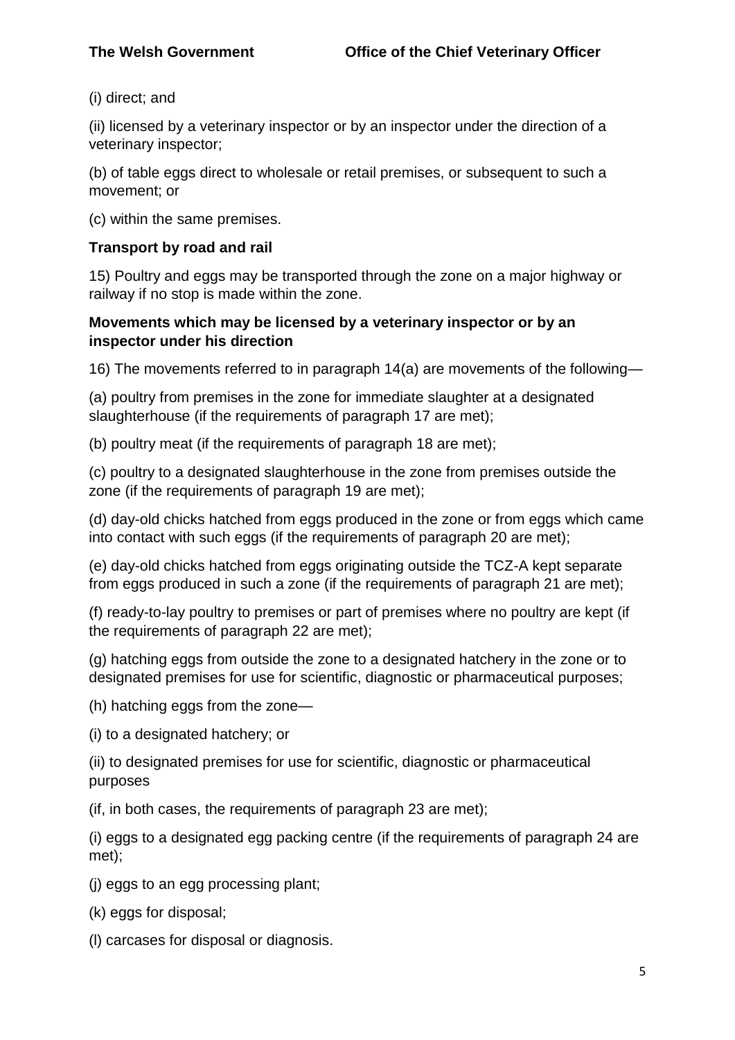(i) direct; and

(ii) licensed by a veterinary inspector or by an inspector under the direction of a veterinary inspector;

(b) of table eggs direct to wholesale or retail premises, or subsequent to such a movement; or

(c) within the same premises.

**Transport by road and rail**

15) Poultry and eggs may be transported through the zone on a major highway or railway if no stop is made within the zone.

**Movements which may be licensed by a veterinary inspector or by an inspector under his direction**

16) The movements referred to in paragraph 14(a) are movements of the following—

(a) poultry from premises in the zone for immediate slaughter at a designated slaughterhouse (if the requirements of paragraph 17 are met);

(b) poultry meat (if the requirements of paragraph 18 are met);

(c) poultry to a designated slaughterhouse in the zone from premises outside the zone (if the requirements of paragraph 19 are met);

(d) day-old chicks hatched from eggs produced in the zone or from eggs which came into contact with such eggs (if the requirements of paragraph 20 are met);

(e) day-old chicks hatched from eggs originating outside the TCZ-A kept separate from eggs produced in such a zone (if the requirements of paragraph 21 are met);

(f) ready-to-lay poultry to premises or part of premises where no poultry are kept (if the requirements of paragraph 22 are met);

(g) hatching eggs from outside the zone to a designated hatchery in the zone or to designated premises for use for scientific, diagnostic or pharmaceutical purposes;

(h) hatching eggs from the zone—

(i) to a designated hatchery; or

(ii) to designated premises for use for scientific, diagnostic or pharmaceutical purposes

(if, in both cases, the requirements of paragraph 23 are met);

(i) eggs to a designated egg packing centre (if the requirements of paragraph 24 are met);

(j) eggs to an egg processing plant;

(k) eggs for disposal;

(l) carcases for disposal or diagnosis.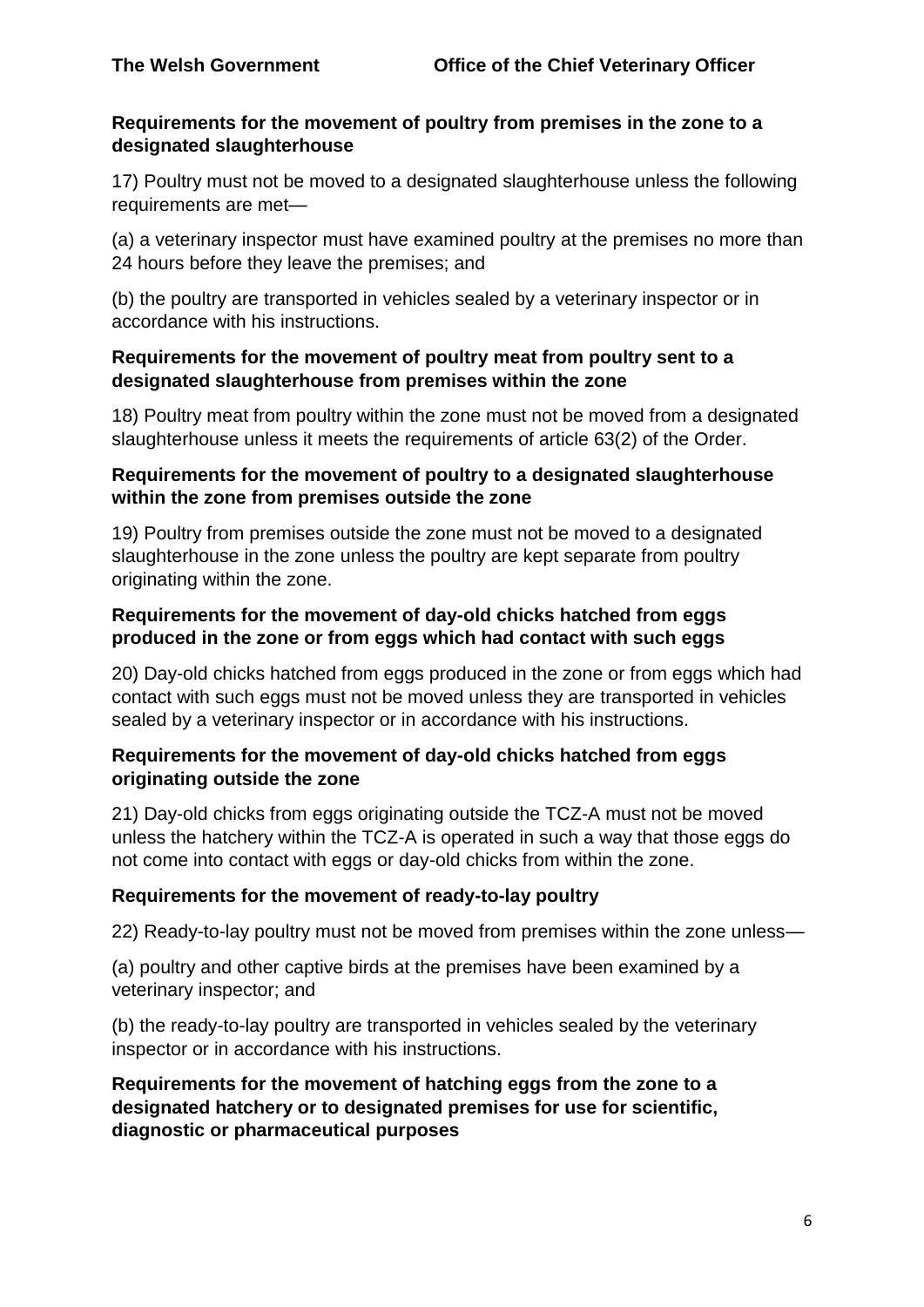**Requirements for the movement of poultry from premises in the zone to a designated slaughterhouse**

17) Poultry must not be moved to a designated slaughterhouse unless the following requirements are met—

(a) a veterinary inspector must have examined poultry at the premises no more than 24 hours before they leave the premises; and

(b) the poultry are transported in vehicles sealed by a veterinary inspector or in accordance with his instructions.

**Requirements for the movement of poultry meat from poultry sent to a designated slaughterhouse from premises within the zone**

18) Poultry meat from poultry within the zone must not be moved from a designated slaughterhouse unless it meets the requirements of article 63(2) of the Order.

**Requirements for the movement of poultry to a designated slaughterhouse within the zone from premises outside the zone**

19) Poultry from premises outside the zone must not be moved to a designated slaughterhouse in the zone unless the poultry are kept separate from poultry originating within the zone.

**Requirements for the movement of day-old chicks hatched from eggs produced in the zone or from eggs which had contact with such eggs**

20) Day-old chicks hatched from eggs produced in the zone or from eggs which had contact with such eggs must not be moved unless they are transported in vehicles sealed by a veterinary inspector or in accordance with his instructions.

**Requirements for the movement of day-old chicks hatched from eggs originating outside the zone**

21) Day-old chicks from eggs originating outside the TCZ-A must not be moved unless the hatchery within the TCZ-A is operated in such a way that those eggs do not come into contact with eggs or day-old chicks from within the zone.

**Requirements for the movement of ready-to-lay poultry**

22) Ready-to-lay poultry must not be moved from premises within the zone unless—

(a) poultry and other captive birds at the premises have been examined by a veterinary inspector; and

(b) the ready-to-lay poultry are transported in vehicles sealed by the veterinary inspector or in accordance with his instructions.

**Requirements for the movement of hatching eggs from the zone to a designated hatchery or to designated premises for use for scientific, diagnostic or pharmaceutical purposes**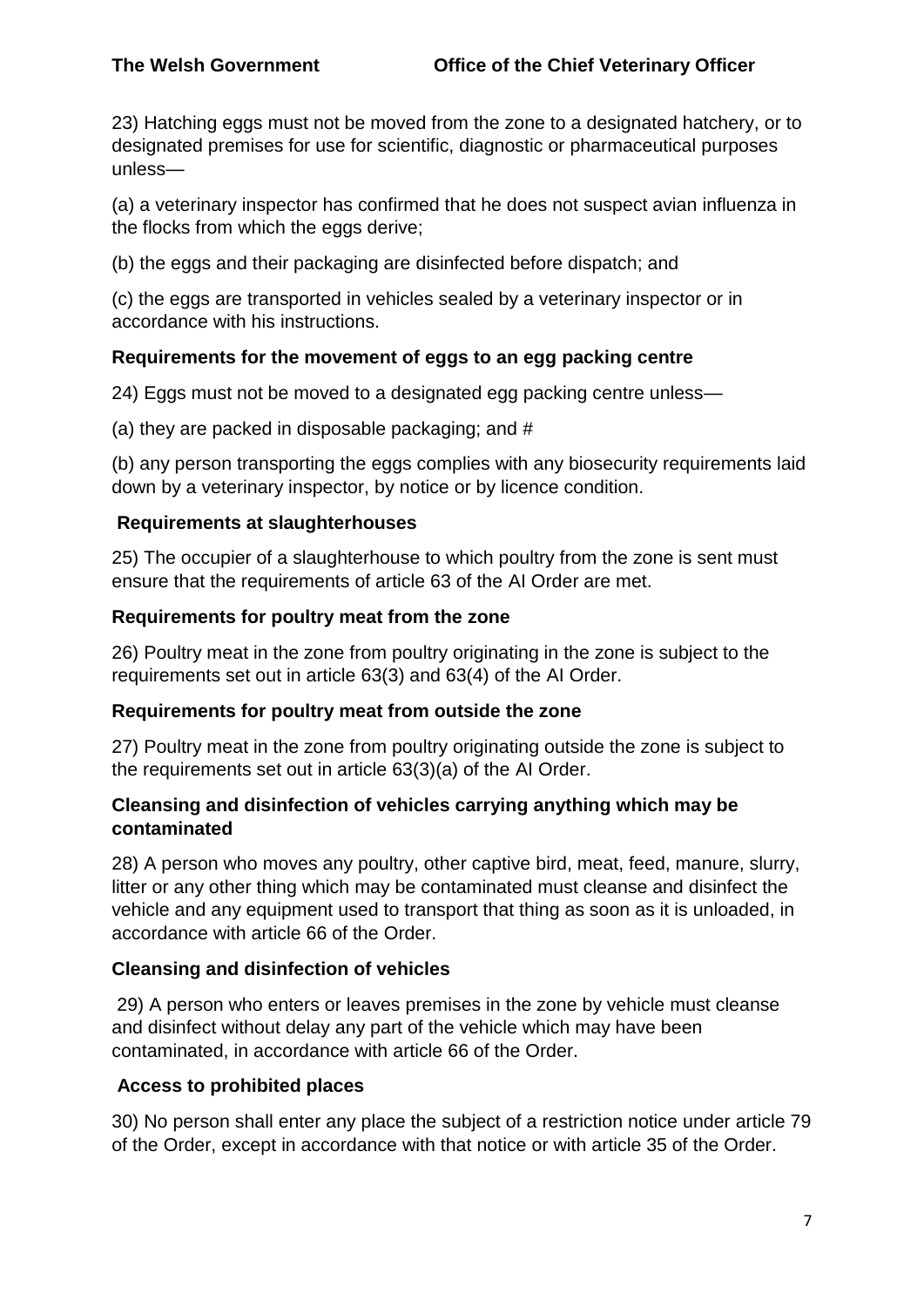23) Hatching eggs must not be moved from the zone to a designated hatchery, or to designated premises for use for scientific, diagnostic or pharmaceutical purposes unless—

(a) a veterinary inspector has confirmed that he does not suspect avian influenza in the flocks from which the eggs derive;

(b) the eggs and their packaging are disinfected before dispatch; and

(c) the eggs are transported in vehicles sealed by a veterinary inspector or in accordance with his instructions.

**Requirements for the movement of eggs to an egg packing centre**

24) Eggs must not be moved to a designated egg packing centre unless—

(a) they are packed in disposable packaging; and #

(b) any person transporting the eggs complies with any biosecurity requirements laid down by a veterinary inspector, by notice or by licence condition.

**Requirements at slaughterhouses**

25) The occupier of a slaughterhouse to which poultry from the zone is sent must ensure that the requirements of article 63 of the AI Order are met.

**Requirements for poultry meat from the zone**

26) Poultry meat in the zone from poultry originating in the zone is subject to the requirements set out in article 63(3) and 63(4) of the AI Order.

**Requirements for poultry meat from outside the zone**

27) Poultry meat in the zone from poultry originating outside the zone is subject to the requirements set out in article 63(3)(a) of the AI Order.

**Cleansing and disinfection of vehicles carrying anything which may be contaminated**

28) A person who moves any poultry, other captive bird, meat, feed, manure, slurry, litter or any other thing which may be contaminated must cleanse and disinfect the vehicle and any equipment used to transport that thing as soon as it is unloaded, in accordance with article 66 of the Order.

**Cleansing and disinfection of vehicles**

29) A person who enters or leaves premises in the zone by vehicle must cleanse and disinfect without delay any part of the vehicle which may have been contaminated, in accordance with article 66 of the Order.

**Access to prohibited places**

30) No person shall enter any place the subject of a restriction notice under article 79 of the Order, except in accordance with that notice or with article 35 of the Order.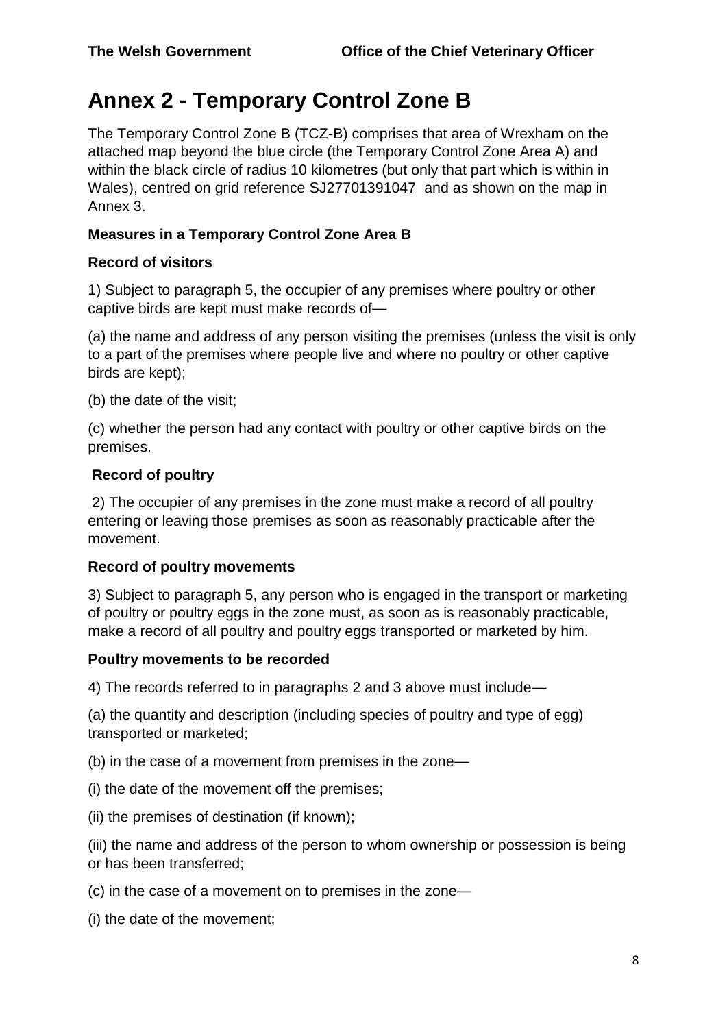# Annex 2 - Temporary Control Zone B

The Temporary Control Zone B (TCZ-B) comprises that area of Wrexham on the attached map beyond the blue circle (the Temporary Control Zone Area A) and within the black circle of radius 10 kilometres (but only that part which is within in Wales), centred on grid reference SJ27701391047 and as shown on the map in Annex 3.

**Measures in a Temporary Control Zone Area B**

**Record of visitors**

1) Subject to paragraph 5, the occupier of any premises where poultry or other captive birds are kept must make records of—

(a) the name and address of any person visiting the premises (unless the visit is only to a part of the premises where people live and where no poultry or other captive birds are kept);

(b) the date of the visit;

(c) whether the person had any contact with poultry or other captive birds on the premises.

**Record of poultry**

2) The occupier of any premises in the zone must make a record of all poultry entering or leaving those premises as soon as reasonably practicable after the movement.

**Record of poultry movements**

3) Subject to paragraph 5, any person who is engaged in the transport or marketing of poultry or poultry eggs in the zone must, as soon as is reasonably practicable, make a record of all poultry and poultry eggs transported or marketed by him.

**Poultry movements to be recorded**

4) The records referred to in paragraphs 2 and 3 above must include—

(a) the quantity and description (including species of poultry and type of egg) transported or marketed;

(b) in the case of a movement from premises in the zone—

(i) the date of the movement off the premises;

(ii) the premises of destination (if known);

(iii) the name and address of the person to whom ownership or possession is being or has been transferred;

(c) in the case of a movement on to premises in the zone—

(i) the date of the movement;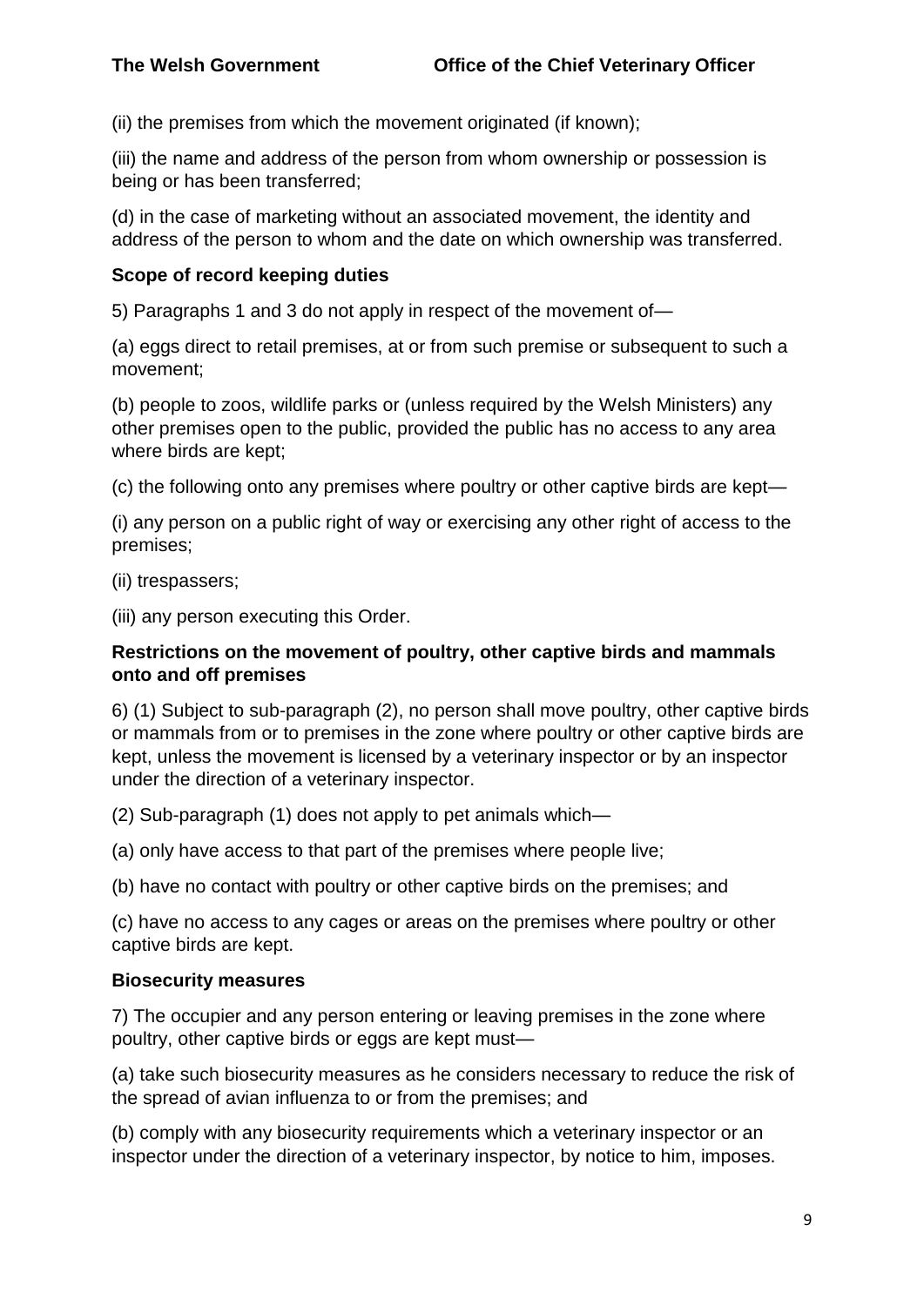(ii) the premises from which the movement originated (if known);

(iii) the name and address of the person from whom ownership or possession is being or has been transferred;

(d) in the case of marketing without an associated movement, the identity and address of the person to whom and the date on which ownership was transferred.

**Scope of record keeping duties**

5) Paragraphs 1 and 3 do not apply in respect of the movement of—

(a) eggs direct to retail premises, at or from such premise or subsequent to such a movement;

(b) people to zoos, wildlife parks or (unless required by the Welsh Ministers) any other premises open to the public, provided the public has no access to any area where birds are kept;

(c) the following onto any premises where poultry or other captive birds are kept—

(i) any person on a public right of way or exercising any other right of access to the premises;

(ii) trespassers;

(iii) any person executing this Order.

**Restrictions on the movement of poultry, other captive birds and mammals onto and off premises**

6) (1) Subject to sub-paragraph (2), no person shall move poultry, other captive birds or mammals from or to premises in the zone where poultry or other captive birds are kept, unless the movement is licensed by a veterinary inspector or by an inspector under the direction of a veterinary inspector.

(2) Sub-paragraph (1) does not apply to pet animals which—

(a) only have access to that part of the premises where people live;

(b) have no contact with poultry or other captive birds on the premises; and

(c) have no access to any cages or areas on the premises where poultry or other captive birds are kept.

**Biosecurity measures**

7) The occupier and any person entering or leaving premises in the zone where poultry, other captive birds or eggs are kept must—

(a) take such biosecurity measures as he considers necessary to reduce the risk of the spread of avian influenza to or from the premises; and

(b) comply with any biosecurity requirements which a veterinary inspector or an inspector under the direction of a veterinary inspector, by notice to him, imposes.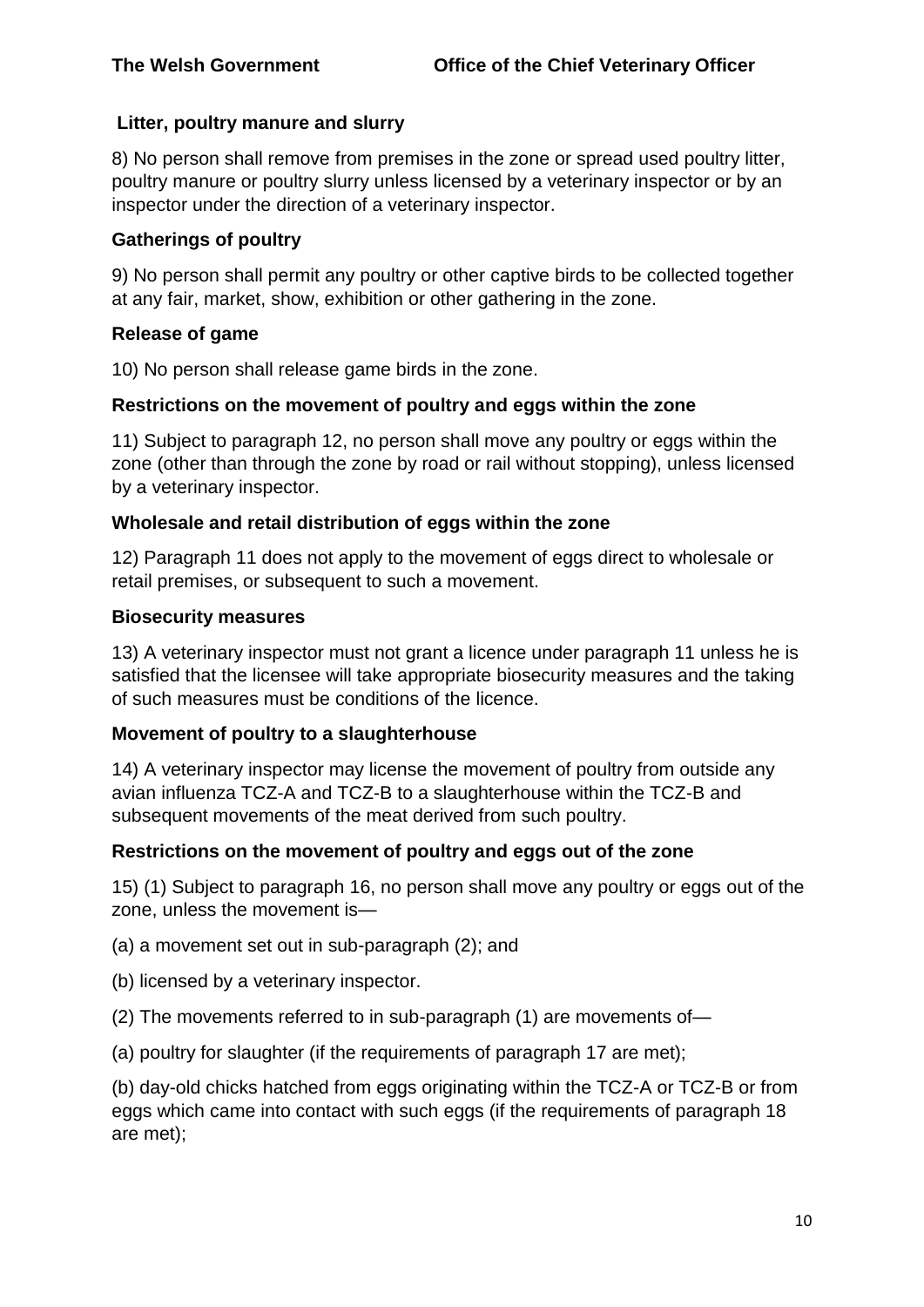### Litter, poultry manure and slurry

8) No person shall remove from premises in the zone or spread used poultry litter, poultry manure or poultry slurry unless licensed by a veterinary inspector or by an inspector under the direction of a veterinary inspector.

### Gatherings of poultry

9) No person shall permit any poultry or other captive birds to be collected together at any fair, market, show, exhibition or other gathering in the zone.

### Release of game

10) No person shall release game birds in the zone.

### Restrictions on the movement of poultry and eggs within the zone

11) Subject to paragraph 12, no person shall move any poultry or eggs within the zone (other than through the zone by road or rail without stopping), unless licensed by a veterinary inspector.

### Wholesale and retail distribution of eggs within the zone

12) Paragraph 11 does not apply to the movement of eggs direct to wholesale or retail premises, or subsequent to such a movement.

### Biosecurity measures

13) A veterinary inspector must not grant a licence under paragraph 11 unless he is satisfied that the licensee will take appropriate biosecurity measures and the taking of such measures must be conditions of the licence.

### Movement of poultry to a slaughterhouse

14) A veterinary inspector may license the movement of poultry from outside any avian influenza TCZ-A and TCZ-B to a slaughterhouse within the TCZ-B and subsequent movements of the meat derived from such poultry.

### Restrictions on the movement of poultry and eggs out of the zone

15) (1) Subject to paragraph 16, no person shall move any poultry or eggs out of the zone, unless the movement is—

(a) a movement set out in sub-paragraph (2); and

(b) licensed by a veterinary inspector.

(2) The movements referred to in sub-paragraph (1) are movements of—

(a) poultry for slaughter (if the requirements of paragraph 17 are met);

(b) day-old chicks hatched from eggs originating within the TCZ-A or TCZ-B or from eggs which came into contact with such eggs (if the requirements of paragraph 18 are met);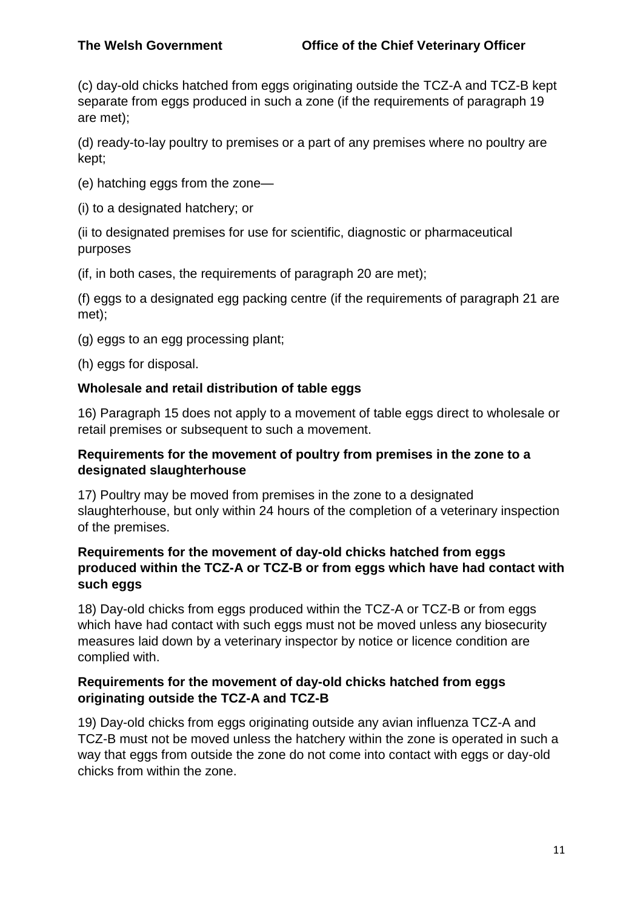(c) day-old chicks hatched from eggs originating outside the TCZ-A and TCZ-B kept separate from eggs produced in such a zone (if the requirements of paragraph 19 are met);

(d) ready-to-lay poultry to premises or a part of any premises where no poultry are kept;

(e) hatching eggs from the zone—

(i) to a designated hatchery; or

(ii to designated premises for use for scientific, diagnostic or pharmaceutical purposes

(if, in both cases, the requirements of paragraph 20 are met);

(f) eggs to a designated egg packing centre (if the requirements of paragraph 21 are met);

(g) eggs to an egg processing plant;

(h) eggs for disposal.

**Wholesale and retail distribution of table eggs**

16) Paragraph 15 does not apply to a movement of table eggs direct to wholesale or retail premises or subsequent to such a movement.

**Requirements for the movement of poultry from premises in the zone to a designated slaughterhouse**

17) Poultry may be moved from premises in the zone to a designated slaughterhouse, but only within 24 hours of the completion of a veterinary inspection of the premises.

**Requirements for the movement of day-old chicks hatched from eggs produced within the TCZ-A or TCZ-B or from eggs which have had contact with such eggs**

18) Day-old chicks from eggs produced within the TCZ-A or TCZ-B or from eggs which have had contact with such eggs must not be moved unless any biosecurity measures laid down by a veterinary inspector by notice or licence condition are complied with.

**Requirements for the movement of day-old chicks hatched from eggs originating outside the TCZ-A and TCZ-B**

19) Day-old chicks from eggs originating outside any avian influenza TCZ-A and TCZ-B must not be moved unless the hatchery within the zone is operated in such a way that eggs from outside the zone do not come into contact with eggs or day-old chicks from within the zone.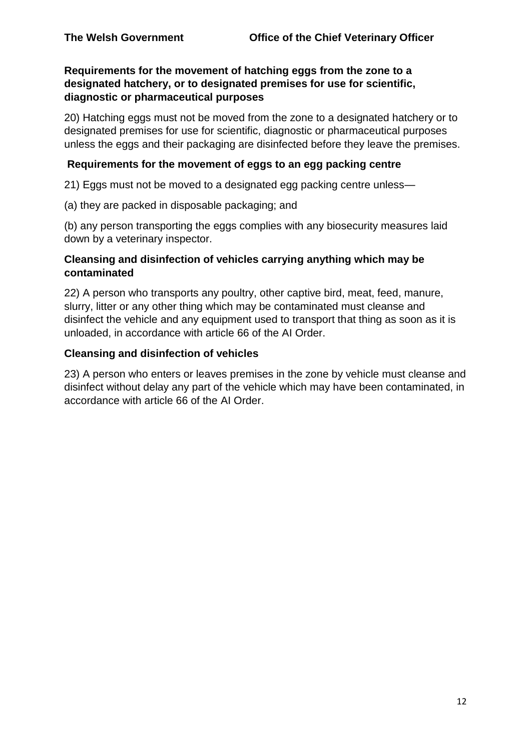**Requirements for the movement of hatching eggs from the zone to a designated hatchery, or to designated premises for use for scientific, diagnostic or pharmaceutical purposes**

20) Hatching eggs must not be moved from the zone to a designated hatchery or to designated premises for use for scientific, diagnostic or pharmaceutical purposes unless the eggs and their packaging are disinfected before they leave the premises.

**Requirements for the movement of eggs to an egg packing centre**

21) Eggs must not be moved to a designated egg packing centre unless—

(a) they are packed in disposable packaging; and

(b) any person transporting the eggs complies with any biosecurity measures laid down by a veterinary inspector.

**Cleansing and disinfection of vehicles carrying anything which may be contaminated**

22) A person who transports any poultry, other captive bird, meat, feed, manure, slurry, litter or any other thing which may be contaminated must cleanse and disinfect the vehicle and any equipment used to transport that thing as soon as it is unloaded, in accordance with article 66 of the AI Order.

**Cleansing and disinfection of vehicles**

23) A person who enters or leaves premises in the zone by vehicle must cleanse and disinfect without delay any part of the vehicle which may have been contaminated, in accordance with article 66 of the AI Order.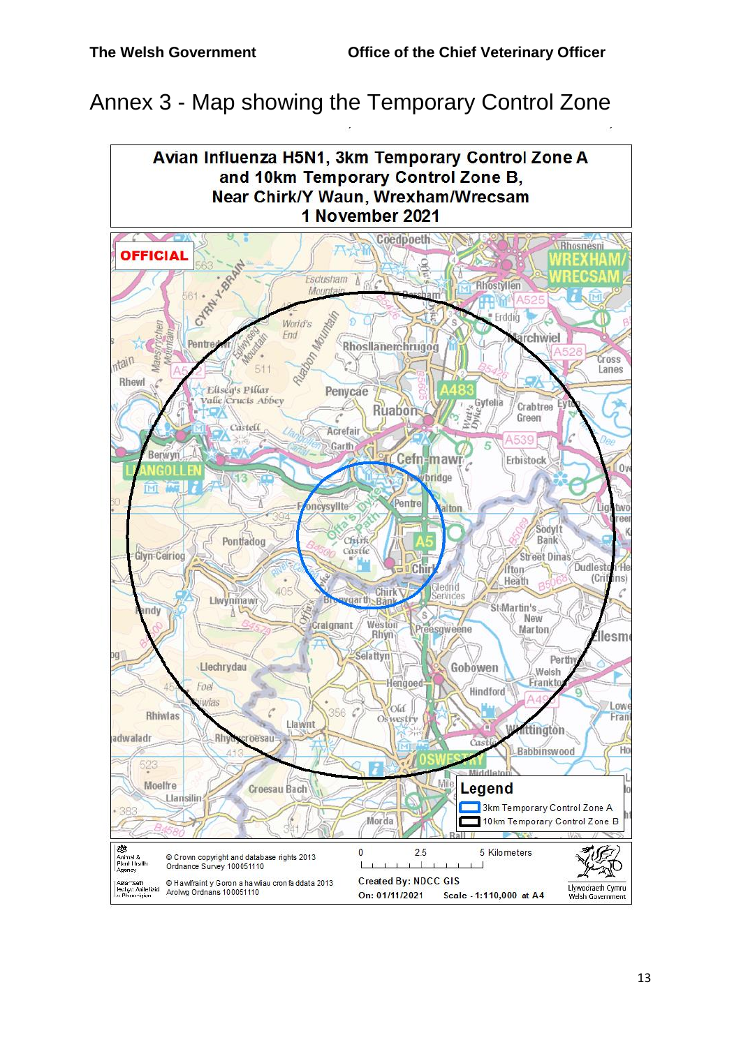# Annex 3 - Map showing the Temporary Control Zone

**Avian Influenza H5N1, 3km Temporary Control Zone A and 10km Temporary Control Zone B, Near Chirk/Y Waun, Wrexham/Wrecsam 1 November 2021**

OFFICIAL

Legend
3km Temporary Control Zone A
10km Temporary Control Zone B

© Crown copyright and database rights 2013 Ordnance Survey 100051110

© Hawlfraint y Goron a hawliau cronfa ddata 2013 Arolwg Ordnans 100051110

0 2.5 5 Kilometers

Created By: NDCC GIS

On: 01/11/2021 Scale - 1:110,000 at A4

Llywodraeth Cymru
Welsh Government